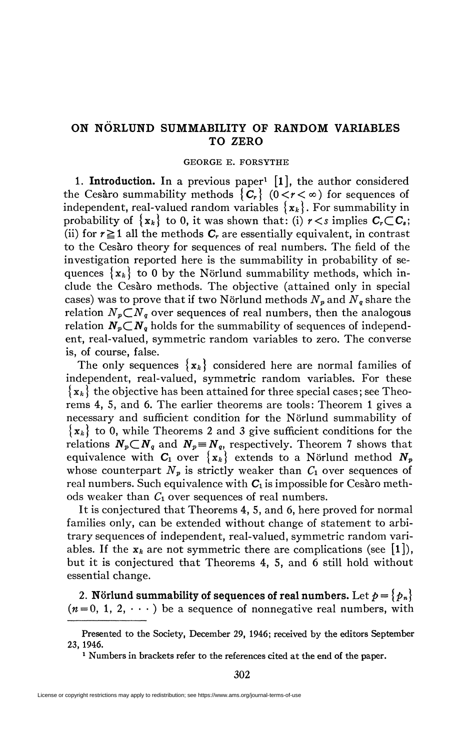# ON NÖRLUND SUMMABILITY OF RANDOM VARIABLES TO ZERO

GEORGE E. FORSYTHE

**1. Introduction.** In a previous paper[1] [1], the author considered the Cesàro summability methods $\{\boldsymbol{C}_r\}$ $(0<r<\infty)$ for sequences of independent, real-valued random variables $\{\boldsymbol{x}_k\}$. For summability in probability of $\{\boldsymbol{x}_k\}$ to 0, it was shown that: (i) $r<s$ implies $\boldsymbol{C}_r \subset \boldsymbol{C}_s$; (ii) for $r \geqq 1$ all the methods $\boldsymbol{C}_r$ are essentially equivalent, in contrast to the Cesàro theory for sequences of real numbers. The field of the investigation reported here is the summability in probability of sequences $\{\boldsymbol{x}_k\}$ to 0 by the Nörlund summability methods, which include the Cesàro methods. The objective (attained only in special cases) was to prove that if two Nörlund methods $N_p$ and $N_q$ share the relation $N_p \subset N_q$ over sequences of real numbers, then the analogous relation $\boldsymbol{N}_p \subset \boldsymbol{N}_q$ holds for the summability of sequences of independent, real-valued, symmetric random variables to zero. The converse is, of course, false.

The only sequences $\{\boldsymbol{x}_k\}$ considered here are normal families of independent, real-valued, symmetric random variables. For these $\{\boldsymbol{x}_k\}$ the objective has been attained for three special cases; see Theorems 4, 5, and 6. The earlier theorems are tools: Theorem 1 gives a necessary and sufficient condition for the Nörlund summability of $\{\boldsymbol{x}_k\}$ to 0, while Theorems 2 and 3 give sufficient conditions for the relations $\boldsymbol{N}_p \subset \boldsymbol{N}_q$ and $\boldsymbol{N}_p \equiv \boldsymbol{N}_q$, respectively. Theorem 7 shows that equivalence with $\boldsymbol{C}_1$ over $\{\boldsymbol{x}_k\}$ extends to a Nörlund method $\boldsymbol{N}_p$ whose counterpart $N_p$ is strictly weaker than $C_1$ over sequences of real numbers. Such equivalence with $\boldsymbol{C}_1$ is impossible for Cesàro methods weaker than $C_1$ over sequences of real numbers.

It is conjectured that Theorems 4, 5, and 6, here proved for normal families only, can be extended without change of statement to arbitrary sequences of independent, real-valued, symmetric random variables. If the $\boldsymbol{x}_k$ are not symmetric there are complications (see [1]), but it is conjectured that Theorems 4, 5, and 6 still hold without essential change.

**2. Nörlund summability of sequences of real numbers.** Let $p=\{p_n\}$ $(n=0, 1, 2, \cdots)$ be a sequence of nonnegative real numbers, with

Presented to the Society, December 29, 1946; received by the editors September 23, 1946.

[1] Numbers in brackets refer to the references cited at the end of the paper.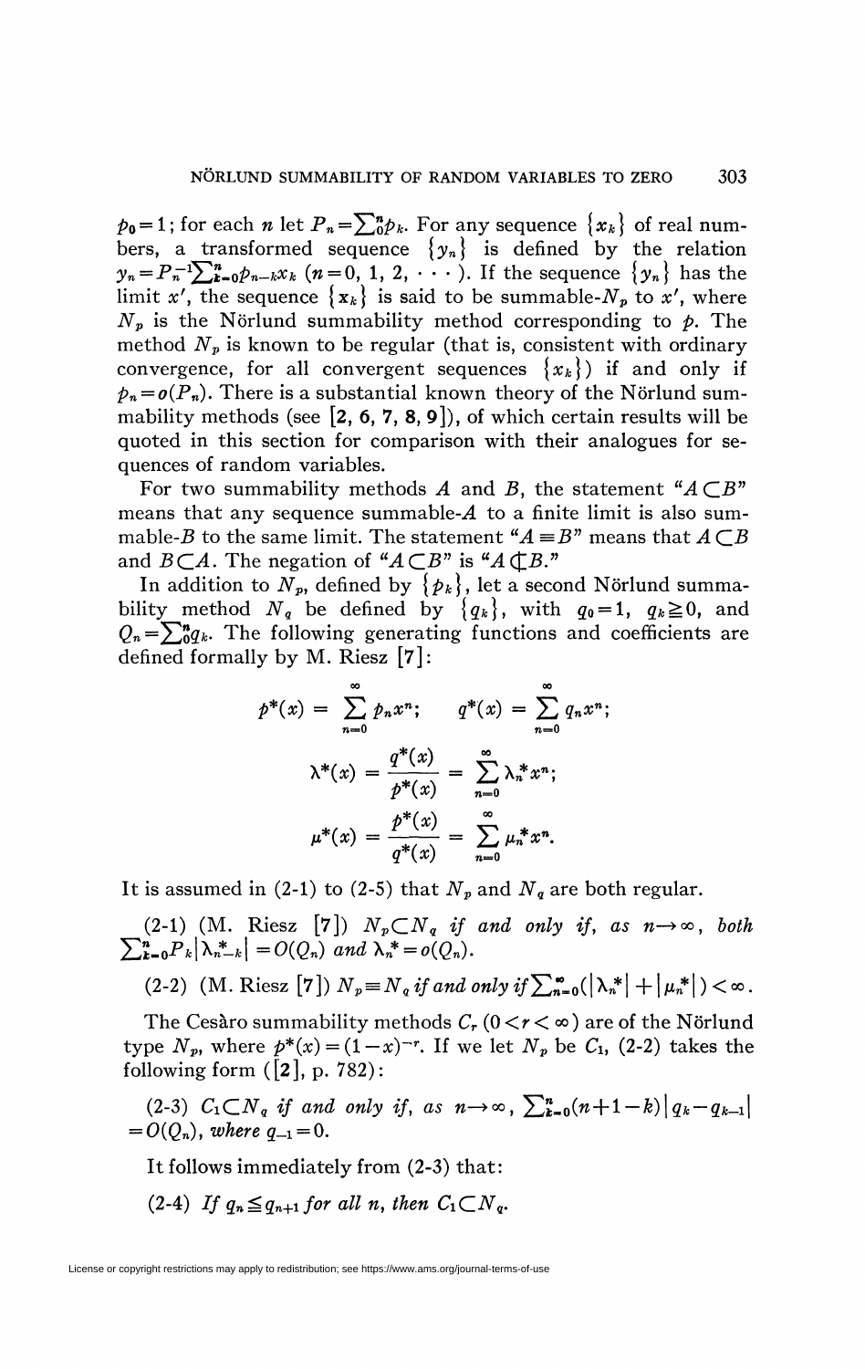$p_0 = 1$; for each $n$ let $P_n = \sum_0^n p_k$. For any sequence $\{x_k\}$ of real numbers, a transformed sequence $\{y_n\}$ is defined by the relation $y_n = P_n^{-1} \sum_{k=0}^n p_{n-k} x_k$ $(n = 0, 1, 2, \cdots)$. If the sequence $\{y_n\}$ has the limit $x'$, the sequence $\{x_k\}$ is said to be summable-$N_p$ to $x'$, where $N_p$ is the Nörlund summability method corresponding to $p$. The method $N_p$ is known to be regular (that is, consistent with ordinary convergence, for all convergent sequences $\{x_k\}$) if and only if $p_n = o(P_n)$. There is a substantial known theory of the Nörlund summability methods (see [2, 6, 7, 8, 9]), of which certain results will be quoted in this section for comparison with their analogues for sequences of random variables.

For two summability methods $A$ and $B$, the statement "$A \subset B$" means that any sequence summable-$A$ to a finite limit is also summable-$B$ to the same limit. The statement "$A \equiv B$" means that $A \subset B$ and $B \subset A$. The negation of "$A \subset B$" is "$A \not\subset B$."

In addition to $N_p$, defined by $\{p_k\}$, let a second Nörlund summability method $N_q$ be defined by $\{q_k\}$, with $q_0 = 1$, $q_k \geqq 0$, and $Q_n = \sum_0^n q_k$. The following generating functions and coefficients are defined formally by M. Riesz [7]:

$$p^*(x) = \sum_{n=0}^{\infty} p_n x^n; \qquad q^*(x) = \sum_{n=0}^{\infty} q_n x^n;$$

$$\lambda^*(x) = \frac{q^*(x)}{p^*(x)} = \sum_{n=0}^{\infty} \lambda_n^* x^n;$$

$$\mu^*(x) = \frac{p^*(x)}{q^*(x)} = \sum_{n=0}^{\infty} \mu_n^* x^n.$$

It is assumed in (2-1) to (2-5) that $N_p$ and $N_q$ are both regular.

(2-1) (M. Riesz [7]) *$N_p \subset N_q$ if and only if, as $n \to \infty$, both $\sum_{k=0}^n P_k |\lambda_{n-k}^*| = O(Q_n)$ and $\lambda_n^* = o(Q_n)$.*

(2-2) (M. Riesz [7]) *$N_p \equiv N_q$ if and only if $\sum_{n=0}^{\infty} (|\lambda_n^*| + |\mu_n^*|) < \infty$.*

The Cesàro summability methods $C_r$ $(0 < r < \infty)$ are of the Nörlund type $N_p$, where $p^*(x) = (1-x)^{-r}$. If we let $N_p$ be $C_1$, (2-2) takes the following form ([2], p. 782):

(2-3) *$C_1 \subset N_q$ if and only if, as $n \to \infty$, $\sum_{k=0}^n (n+1-k) |q_k - q_{k-1}| = O(Q_n)$, where $q_{-1} = 0$.*

It follows immediately from (2-3) that:

(2-4) *If $q_n \leqq q_{n+1}$ for all $n$, then $C_1 \subset N_q$.*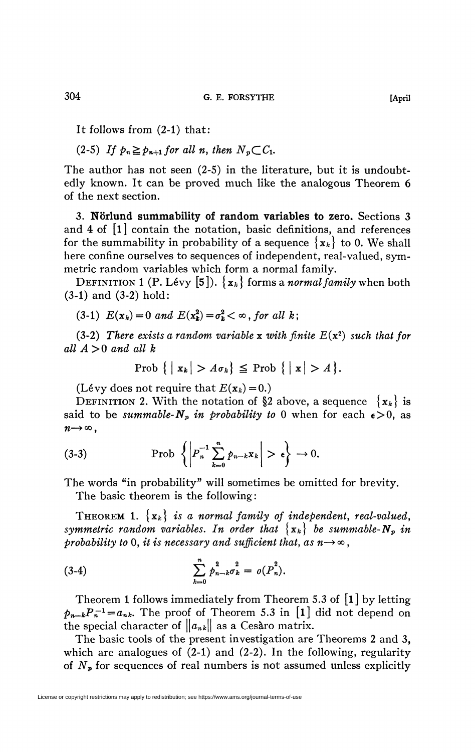It follows from (2-1) that:

(2-5) *If $p_n \geqq p_{n+1}$ for all $n$, then $N_p \subset C_1$.*

The author has not seen (2-5) in the literature, but it is undoubtedly known. It can be proved much like the analogous Theorem 6 of the next section.

### 3. Nörlund summability of random variables to zero.

Sections 3 and 4 of [1] contain the notation, basic definitions, and references for the summability in probability of a sequence $\{\mathbf{x}_k\}$ to 0. We shall here confine ourselves to sequences of independent, real-valued, symmetric random variables which form a normal family.

DEFINITION 1 (P. Lévy [5]). $\{\mathbf{x}_k\}$ forms a *normal family* when both (3-1) and (3-2) hold:

(3-1) *$E(\mathbf{x}_k)=0$ and $E(\mathbf{x}_k^2)=\sigma_k^2<\infty$, for all $k$;*

(3-2) *There exists a random variable $\mathbf{x}$ with finite $E(\mathbf{x}^2)$ such that for all $A>0$ and all $k$*

$$\text{Prob}\,\{\,|\,\mathbf{x}_k| > A\sigma_k\} \leqq \text{Prob}\,\{\,|\,\mathbf{x}\,| > A\}.$$

(Lévy does not require that $E(\mathbf{x}_k)=0$.)

DEFINITION 2. With the notation of §2 above, a sequence $\{\mathbf{x}_k\}$ is said to be *summable-$N_p$ in probability to* 0 when for each $\epsilon>0$, as $n\rightarrow\infty$,

$$\text{(3-3)} \qquad \text{Prob}\left\{\left|P_n^{-1}\sum_{k=0}^{n} p_{n-k}\mathbf{x}_k\right| > \epsilon\right\} \rightarrow 0.$$

The words "in probability" will sometimes be omitted for brevity.

The basic theorem is the following:

THEOREM 1. *$\{\mathbf{x}_k\}$ is a normal family of independent, real-valued, symmetric random variables. In order that $\{\mathbf{x}_k\}$ be summable-$N_p$ in probability to* 0, *it is necessary and sufficient that, as $n\rightarrow\infty$,*

$$\text{(3-4)} \qquad \sum_{k=0}^{n} p_{n-k}^2\sigma_k^2 = o(P_n^2).$$

Theorem 1 follows immediately from Theorem 5.3 of [1] by letting $p_{n-k}P_n^{-1}=a_{nk}$. The proof of Theorem 5.3 in [1] did not depend on the special character of $\|a_{nk}\|$ as a Cesàro matrix.

The basic tools of the present investigation are Theorems 2 and 3, which are analogues of (2-1) and (2-2). In the following, regularity of $N_p$ for sequences of real numbers is not assumed unless explicitly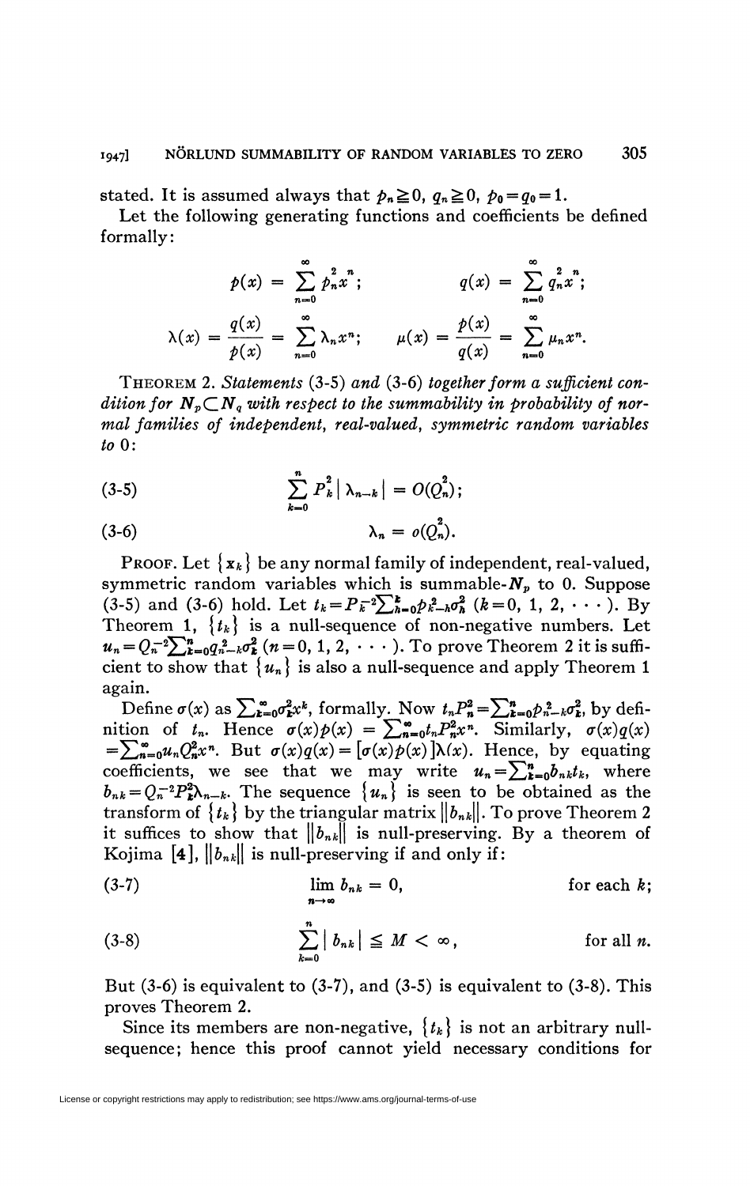stated. It is assumed always that $p_n \geqq 0$, $q_n \geqq 0$, $p_0 = q_0 = 1$.

Let the following generating functions and coefficients be defined formally:

$$p(x) = \sum_{n=0}^{\infty} p_n^2 x^n; \qquad q(x) = \sum_{n=0}^{\infty} q_n^2 x^n;$$

$$\lambda(x) = \frac{q(x)}{p(x)} = \sum_{n=0}^{\infty} \lambda_n x^n; \qquad \mu(x) = \frac{p(x)}{q(x)} = \sum_{n=0}^{\infty} \mu_n x^n.$$

THEOREM 2. *Statements* (3-5) *and* (3-6) *together form a sufficient condition for* $N_p \subset N_q$ *with respect to the summability in probability of normal families of independent, real-valued, symmetric random variables to* 0:

$$\sum_{k=0}^{n} P_k^2 |\lambda_{n-k}| = O(Q_n^2); \tag{3-5}$$

$$\lambda_n = o(Q_n^2). \tag{3-6}$$

PROOF. Let $\{x_k\}$ be any normal family of independent, real-valued, symmetric random variables which is summable-$N_p$ to 0. Suppose (3-5) and (3-6) hold. Let $t_k = P_k^{-2} \sum_{h=0}^{k} p_{k-h}^2 \sigma_h^2$ $(k = 0, 1, 2, \cdots)$. By Theorem 1, $\{t_k\}$ is a null-sequence of non-negative numbers. Let $u_n = Q_n^{-2} \sum_{k=0}^{n} q_{n-k}^2 \sigma_k^2$ $(n = 0, 1, 2, \cdots)$. To prove Theorem 2 it is sufficient to show that $\{u_n\}$ is also a null-sequence and apply Theorem 1 again.

Define $\sigma(x)$ as $\sum_{k=0}^{\infty} \sigma_k^2 x^k$, formally. Now $t_n P_n^2 = \sum_{k=0}^{n} p_{n-k}^2 \sigma_k^2$, by definition of $t_n$. Hence $\sigma(x)p(x) = \sum_{n=0}^{\infty} t_n P_n^2 x^n$. Similarly, $\sigma(x)q(x) = \sum_{n=0}^{\infty} u_n Q_n^2 x^n$. But $\sigma(x)q(x) = [\sigma(x)p(x)]\lambda(x)$. Hence, by equating coefficients, we see that we may write $u_n = \sum_{k=0}^{n} b_{nk} t_k$, where $b_{nk} = Q_n^{-2} P_k^2 \lambda_{n-k}$. The sequence $\{u_n\}$ is seen to be obtained as the transform of $\{t_k\}$ by the triangular matrix $\|b_{nk}\|$. To prove Theorem 2 it suffices to show that $\|b_{nk}\|$ is null-preserving. By a theorem of Kojima [4], $\|b_{nk}\|$ is null-preserving if and only if:

$$\lim_{n \to \infty} b_{nk} = 0, \qquad \text{for each } k; \tag{3-7}$$

$$\sum_{k=0}^{n} |b_{nk}| \leqq M < \infty, \qquad \text{for all } n. \tag{3-8}$$

But (3-6) is equivalent to (3-7), and (3-5) is equivalent to (3-8). This proves Theorem 2.

Since its members are non-negative, $\{t_k\}$ is not an arbitrary null-sequence; hence this proof cannot yield necessary conditions for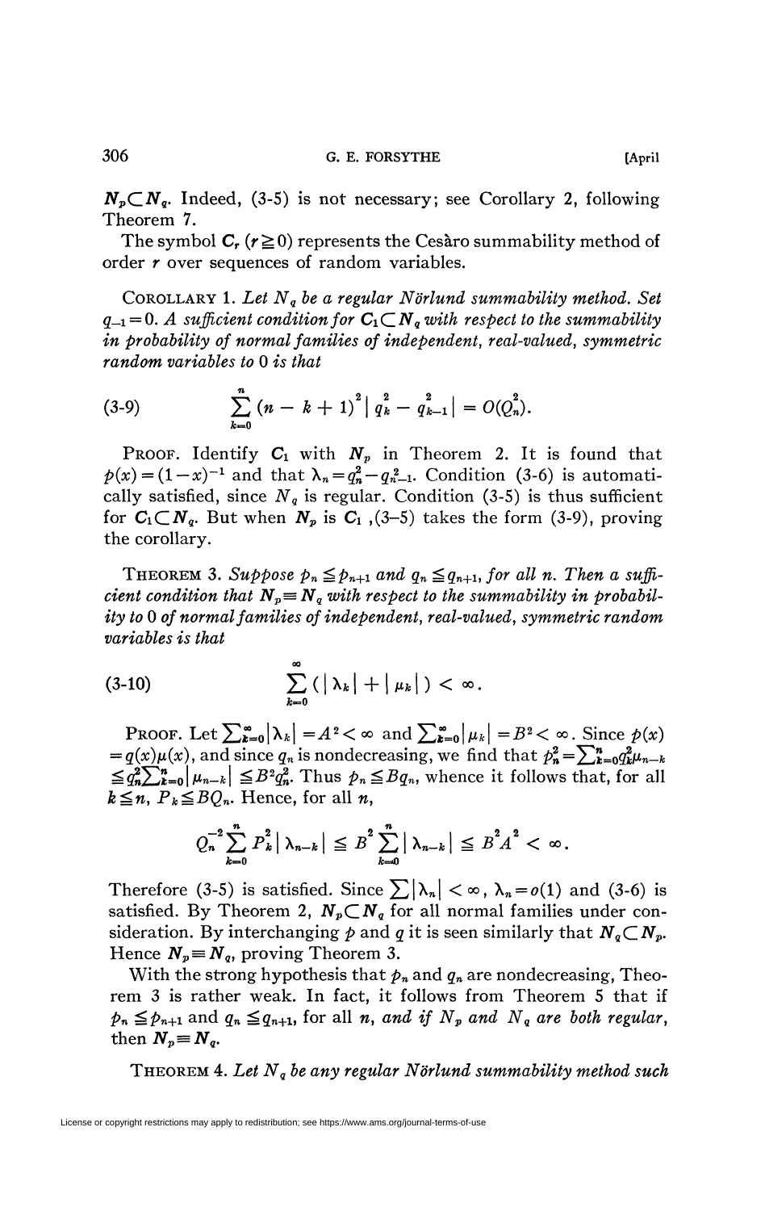$\boldsymbol{N}_p \subset \boldsymbol{N}_q$. Indeed, (3-5) is not necessary; see Corollary 2, following Theorem 7.

The symbol $\boldsymbol{C}_r$ ($r \geqq 0$) represents the Cesàro summability method of order $r$ over sequences of random variables.

COROLLARY 1. *Let $N_q$ be a regular Nörlund summability method. Set $q_{-1}=0$. A sufficient condition for $\boldsymbol{C}_1 \subset \boldsymbol{N}_q$ with respect to the summability in probability of normal families of independent, real-valued, symmetric random variables to 0 is that*

$$\sum_{k=0}^{n} (n-k+1)^2 \left| q_k^2 - q_{k-1}^2 \right| = O(Q_n^2). \tag{3-9}$$

PROOF. Identify $\boldsymbol{C}_1$ with $\boldsymbol{N}_p$ in Theorem 2. It is found that $p(x)=(1-x)^{-1}$ and that $\lambda_n = q_n^2 - q_{n-1}^2$. Condition (3-6) is automatically satisfied, since $N_q$ is regular. Condition (3-5) is thus sufficient for $\boldsymbol{C}_1 \subset \boldsymbol{N}_q$. But when $\boldsymbol{N}_p$ is $\boldsymbol{C}_1$, (3-5) takes the form (3-9), proving the corollary.

THEOREM 3. *Suppose $p_n \leqq p_{n+1}$ and $q_n \leqq q_{n+1}$, for all $n$. Then a sufficient condition that $\boldsymbol{N}_p \equiv \boldsymbol{N}_q$ with respect to the summability in probability to 0 of normal families of independent, real-valued, symmetric random variables is that*

$$\sum_{k=0}^{\infty} (|\lambda_k| + |\mu_k|) < \infty. \tag{3-10}$$

PROOF. Let $\sum_{k=0}^{\infty} |\lambda_k| = A^2 < \infty$ and $\sum_{k=0}^{\infty} |\mu_k| = B^2 < \infty$. Since $p(x) = q(x)\mu(x)$, and since $q_n$ is nondecreasing, we find that $p_n^2 = \sum_{k=0}^{n} q_k^2 \mu_{n-k} \leqq q_n^2 \sum_{k=0}^{n} |\mu_{n-k}| \leqq B^2 q_n^2$. Thus $p_n \leqq Bq_n$, whence it follows that, for all $k \leqq n$, $P_k \leqq BQ_n$. Hence, for all $n$,

$$Q_n^{-2} \sum_{k=0}^{n} P_k^2 |\lambda_{n-k}| \leqq B^2 \sum_{k=0}^{n} |\lambda_{n-k}| \leqq B^2 A^2 < \infty.$$

Therefore (3-5) is satisfied. Since $\sum |\lambda_n| < \infty$, $\lambda_n = o(1)$ and (3-6) is satisfied. By Theorem 2, $\boldsymbol{N}_p \subset \boldsymbol{N}_q$ for all normal families under consideration. By interchanging $p$ and $q$ it is seen similarly that $\boldsymbol{N}_q \subset \boldsymbol{N}_p$. Hence $\boldsymbol{N}_p \equiv \boldsymbol{N}_q$, proving Theorem 3.

With the strong hypothesis that $p_n$ and $q_n$ are nondecreasing, Theorem 3 is rather weak. In fact, it follows from Theorem 5 that if $p_n \leqq p_{n+1}$ and $q_n \leqq q_{n+1}$, for all $n$, *and if $N_p$ and $N_q$ are both regular*, then $\boldsymbol{N}_p \equiv \boldsymbol{N}_q$.

THEOREM 4. *Let $N_q$ be any regular Nörlund summability method such*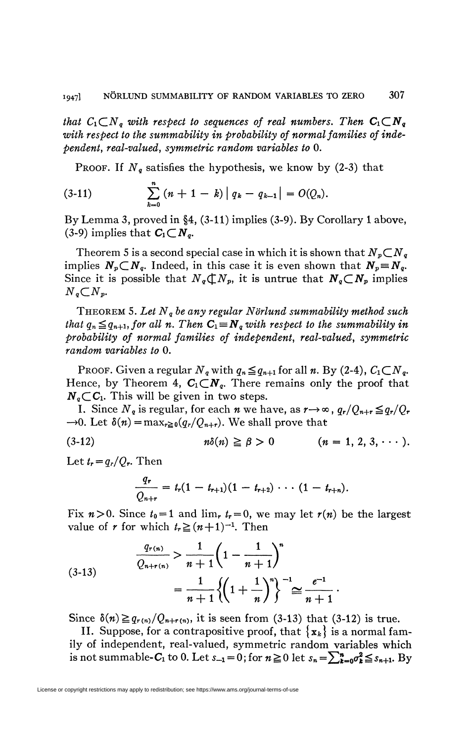that $C_1 \subset N_q$ with respect to sequences of real numbers. Then $\mathbf{C}_1 \subset \mathbf{N}_q$ with respect to the summability in probability of normal families of independent, real-valued, symmetric random variables to 0.*

PROOF. If $N_q$ satisfies the hypothesis, we know by (2-3) that

$$\sum_{k=0}^{n} (n + 1 - k) \mid q_k - q_{k-1} \mid = O(Q_n). \tag{3-11}$$

By Lemma 3, proved in §4, (3-11) implies (3-9). By Corollary 1 above, (3-9) implies that $\mathbf{C}_1 \subset \mathbf{N}_q$.

Theorem 5 is a second special case in which it is shown that $N_p \subset N_q$ implies $\mathbf{N}_p \subset \mathbf{N}_q$. Indeed, in this case it is even shown that $\mathbf{N}_p \equiv \mathbf{N}_q$. Since it is possible that $N_q \not\subset N_p$, it is untrue that $\mathbf{N}_q \subset \mathbf{N}_p$ implies $N_q \subset N_p$.

THEOREM 5. *Let $N_q$ be any regular Nörlund summability method such that $q_n \leqq q_{n+1}$, for all $n$. Then $\mathbf{C}_1 \equiv \mathbf{N}_q$ with respect to the summability in probability of normal families of independent, real-valued, symmetric random variables to 0.*

PROOF. Given a regular $N_q$ with $q_n \leqq q_{n+1}$ for all $n$. By (2-4), $C_1 \subset N_q$. Hence, by Theorem 4, $\mathbf{C}_1 \subset \mathbf{N}_q$. There remains only the proof that $\mathbf{N}_q \subset \mathbf{C}_1$. This will be given in two steps.

I. Since $N_q$ is regular, for each $n$ we have, as $r \to \infty$, $q_r/Q_{n+r} \leqq q_r/Q_r \to 0$. Let $\delta(n) = \max_{r \geqq 0}(q_r/Q_{n+r})$. We shall prove that

$$n\delta(n) \geqq \beta > 0 \qquad (n = 1, 2, 3, \cdots). \tag{3-12}$$

Let $t_r = q_r/Q_r$. Then

$$\frac{q_r}{Q_{n+r}} = t_r(1 - t_{r+1})(1 - t_{r+2}) \cdots (1 - t_{r+n}).$$

Fix $n > 0$. Since $t_0 = 1$ and $\lim_r t_r = 0$, we may let $r(n)$ be the largest value of $r$ for which $t_r \geqq (n+1)^{-1}$. Then

$$\begin{aligned} \frac{q_{r(n)}}{Q_{n+r(n)}} &> \frac{1}{n+1}\left(1 - \frac{1}{n+1}\right)^n \\ &= \frac{1}{n+1}\left\{\left(1 + \frac{1}{n}\right)^n\right\}^{-1} \cong \frac{e^{-1}}{n+1}. \end{aligned} \tag{3-13}$$

Since $\delta(n) \geqq q_{r(n)}/Q_{n+r(n)}$, it is seen from (3-13) that (3-12) is true.

II. Suppose, for a contrapositive proof, that $\{\mathbf{x}_k\}$ is a normal family of independent, real-valued, symmetric random variables which is not summable-$\mathbf{C}_1$ to 0. Let $s_{-1} = 0$; for $n \geqq 0$ let $s_n = \sum_{k=0}^{n} \sigma_k^2 \leqq s_{n+1}$. By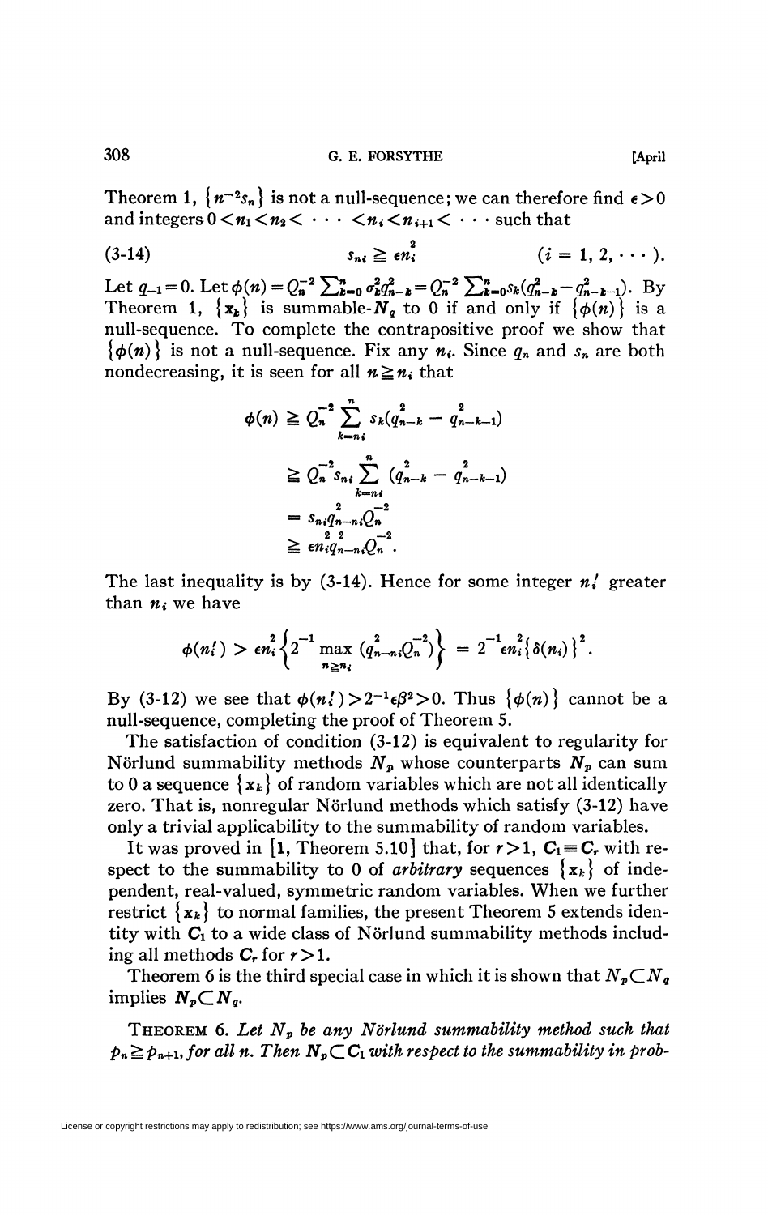Theorem 1, $\{n^{-2}s_n\}$ is not a null-sequence; we can therefore find $\epsilon > 0$ and integers $0 < n_1 < n_2 < \cdots < n_i < n_{i+1} < \cdots$ such that

$$s_{n_i} \geq \epsilon n_i^2 \qquad (i = 1, 2, \cdots). \tag{3-14}$$

Let $q_{-1} = 0$. Let $\phi(n) = Q_n^{-2} \sum_{k=0}^{n} \sigma_k^2 q_{n-k}^2 = Q_n^{-2} \sum_{k=0}^{n} s_k (q_{n-k}^2 - q_{n-k-1}^2)$. By Theorem 1, $\{\mathbf{x}_k\}$ is summable-$\boldsymbol{N}_q$ to 0 if and only if $\{\phi(n)\}$ is a null-sequence. To complete the contrapositive proof we show that $\{\phi(n)\}$ is not a null-sequence. Fix any $n_i$. Since $q_n$ and $s_n$ are both nondecreasing, it is seen for all $n \geq n_i$ that

$$
\begin{aligned}
\phi(n) &\geq Q_n^{-2} \sum_{k=n_i}^{n} s_k (q_{n-k}^2 - q_{n-k-1}^2) \\
&\geq Q_n^{-2} s_{n_i} \sum_{k=n_i}^{n} (q_{n-k}^2 - q_{n-k-1}^2) \\
&= s_{n_i} q_{n-n_i}^2 Q_n^{-2} \\
&\geq \epsilon n_i^2 q_{n-n_i}^2 Q_n^{-2}.
\end{aligned}
$$

The last inequality is by (3-14). Hence for some integer $n_i'$ greater than $n_i$ we have

$$\phi(n_i') > \epsilon n_i^2 \left\{ 2^{-1} \max_{n \geq n_i} (q_{n-n_i}^2 Q_n^{-2}) \right\} = 2^{-1} \epsilon n_i^2 \{\delta(n_i)\}^2.$$

By (3-12) we see that $\phi(n_i') > 2^{-1}\epsilon\beta^2 > 0$. Thus $\{\phi(n)\}$ cannot be a null-sequence, completing the proof of Theorem 5.

The satisfaction of condition (3-12) is equivalent to regularity for Nörlund summability methods $N_p$ whose counterparts $\boldsymbol{N}_p$ can sum to 0 a sequence $\{\mathbf{x}_k\}$ of random variables which are not all identically zero. That is, nonregular Nörlund methods which satisfy (3-12) have only a trivial applicability to the summability of random variables.

It was proved in [1, Theorem 5.10] that, for $r > 1$, $\boldsymbol{C}_1 \equiv \boldsymbol{C}_r$ with respect to the summability to 0 of *arbitrary* sequences $\{\mathbf{x}_k\}$ of independent, real-valued, symmetric random variables. When we further restrict $\{\mathbf{x}_k\}$ to normal families, the present Theorem 5 extends identity with $\boldsymbol{C}_1$ to a wide class of Nörlund summability methods including all methods $\boldsymbol{C}_r$ for $r > 1$.

Theorem 6 is the third special case in which it is shown that $N_p \subset N_q$ implies $\boldsymbol{N}_p \subset \boldsymbol{N}_q$.

THEOREM 6. *Let $N_p$ be any Nörlund summability method such that $p_n \geq p_{n+1}$, for all $n$. Then $\boldsymbol{N}_p \subset \boldsymbol{C}_1$ with respect to the summability in prob-*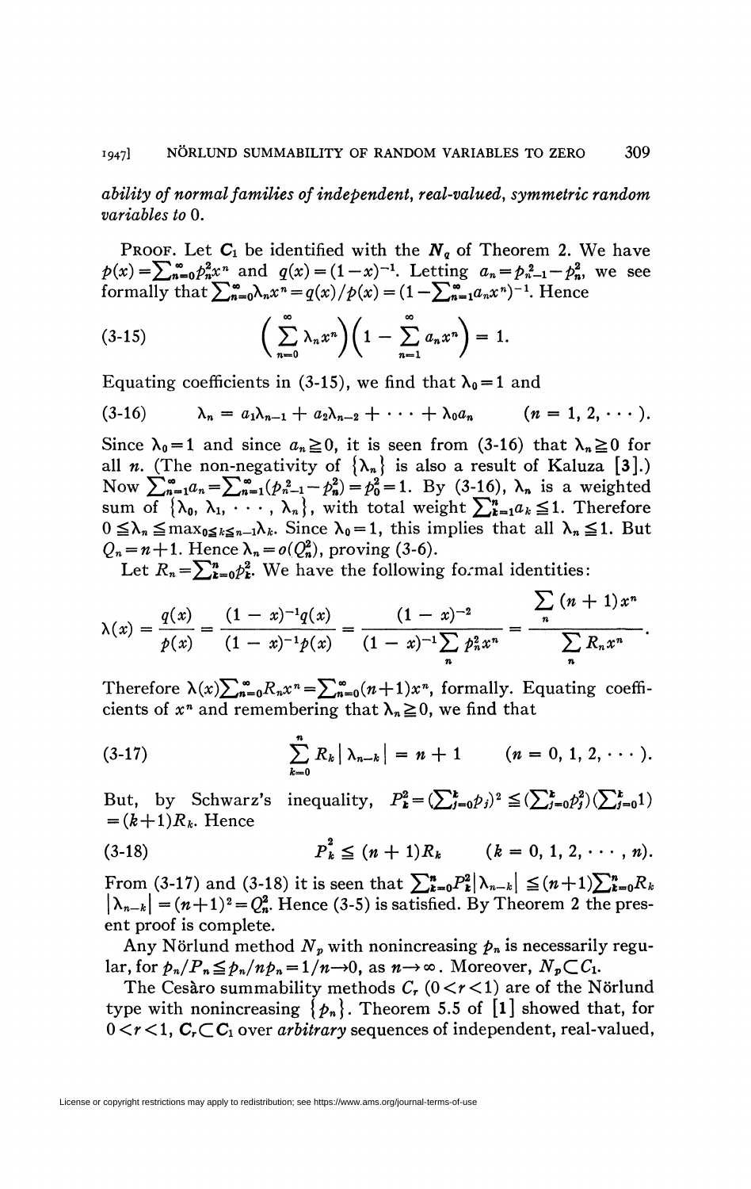*ability of normal families of independent, real-valued, symmetric random variables to* 0.

PROOF. Let $C_1$ be identified with the $N_q$ of Theorem 2. We have $p(x)=\sum_{n=0}^{\infty}p_n^2x^n$ and $q(x)=(1-x)^{-1}$. Letting $a_n=p_{n-1}^2-p_n^2$, we see formally that $\sum_{n=0}^{\infty}\lambda_nx^n=q(x)/p(x)=(1-\sum_{n=1}^{\infty}a_nx^n)^{-1}$. Hence

$$\left(\sum_{n=0}^{\infty}\lambda_nx^n\right)\left(1-\sum_{n=1}^{\infty}a_nx^n\right)=1. \tag{3-15}$$

Equating coefficients in (3-15), we find that $\lambda_0=1$ and

$$\lambda_n=a_1\lambda_{n-1}+a_2\lambda_{n-2}+\cdots+\lambda_0a_n \qquad (n=1,2,\cdots). \tag{3-16}$$

Since $\lambda_0=1$ and since $a_n\geqq 0$, it is seen from (3-16) that $\lambda_n\geqq 0$ for all $n$. (The non-negativity of $\{\lambda_n\}$ is also a result of Kaluza [3].) Now $\sum_{n=1}^{\infty}a_n=\sum_{n=1}^{\infty}(p_{n-1}^2-p_n^2)=p_0^2=1$. By (3-16), $\lambda_n$ is a weighted sum of $\{\lambda_0,\lambda_1,\cdots,\lambda_n\}$, with total weight $\sum_{k=1}^{n}a_k\leqq 1$. Therefore $0\leqq\lambda_n\leqq\max_{0\leqq k\leqq n-1}\lambda_k$. Since $\lambda_0=1$, this implies that all $\lambda_n\leqq 1$. But $Q_n=n+1$. Hence $\lambda_n=o(Q_n^2)$, proving (3-6).

Let $R_n=\sum_{k=0}^{n}p_k^2$. We have the following formal identities:

$$\lambda(x)=\frac{q(x)}{p(x)}=\frac{(1-x)^{-1}q(x)}{(1-x)^{-1}p(x)}=\frac{(1-x)^{-2}}{(1-x)^{-1}\sum_n p_n^2x^n}=\frac{\sum_n(n+1)x^n}{\sum_n R_nx^n}.$$

Therefore $\lambda(x)\sum_{n=0}^{\infty}R_nx^n=\sum_{n=0}^{\infty}(n+1)x^n$, formally. Equating coefficients of $x^n$ and remembering that $\lambda_n\geqq 0$, we find that

$$\sum_{k=0}^{n}R_k\left|\lambda_{n-k}\right|=n+1 \qquad (n=0,1,2,\cdots). \tag{3-17}$$

But, by Schwarz's inequality, $P_k^2=(\sum_{j=0}^{k}p_j)^2\leqq(\sum_{j=0}^{k}p_j^2)(\sum_{j=0}^{k}1)=(k+1)R_k$. Hence

$$P_k^2\leqq(n+1)R_k \qquad (k=0,1,2,\cdots,n). \tag{3-18}$$

From (3-17) and (3-18) it is seen that $\sum_{k=0}^{n}P_k^2\left|\lambda_{n-k}\right|\leqq(n+1)\sum_{k=0}^{n}R_k\left|\lambda_{n-k}\right|=(n+1)^2=Q_n^2$. Hence (3-5) is satisfied. By Theorem 2 the present proof is complete.

Any Nörlund method $N_p$ with nonincreasing $p_n$ is necessarily regular, for $p_n/P_n\leqq p_n/np_n=1/n\rightarrow 0$, as $n\rightarrow\infty$. Moreover, $N_p\subset C_1$.

The Cesàro summability methods $C_r$ $(0<r<1)$ are of the Nörlund type with nonincreasing $\{p_n\}$. Theorem 5.5 of [1] showed that, for $0<r<1$, $C_r\subset C_1$ over *arbitrary* sequences of independent, real-valued,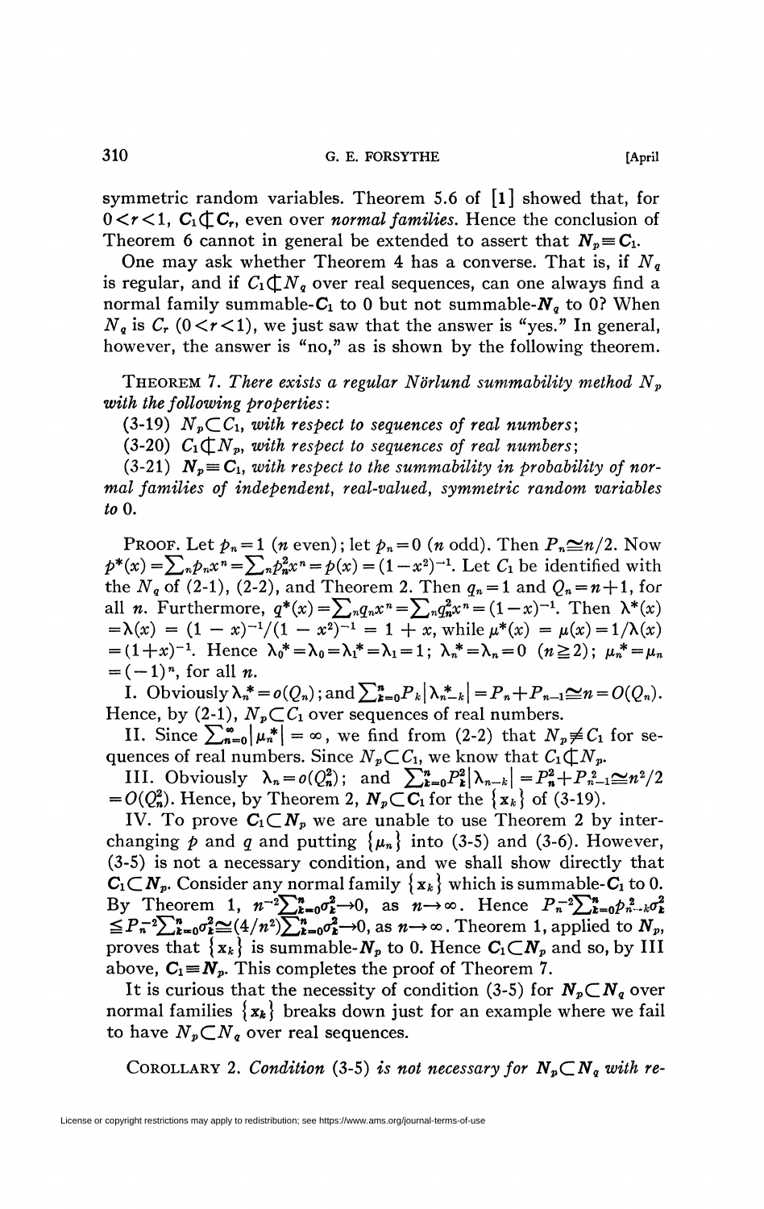symmetric random variables. Theorem 5.6 of [1] showed that, for $0<r<1$, $\mathbf{C}_1 \not\subset \mathbf{C}_r$, even over *normal families*. Hence the conclusion of Theorem 6 cannot in general be extended to assert that $\mathbf{N}_p \equiv \mathbf{C}_1$.

One may ask whether Theorem 4 has a converse. That is, if $N_q$ is regular, and if $C_1 \not\subset N_q$ over real sequences, can one always find a normal family summable-$\mathbf{C}_1$ to 0 but not summable-$\mathbf{N}_q$ to 0? When $N_q$ is $C_r$ $(0<r<1)$, we just saw that the answer is "yes." In general, however, the answer is "no," as is shown by the following theorem.

THEOREM 7. *There exists a regular Nörlund summability method $N_p$ with the following properties*:

(3-19) $N_p \subset C_1$, *with respect to sequences of real numbers*;

(3-20) $C_1 \not\subset N_p$, *with respect to sequences of real numbers*;

(3-21) $\mathbf{N}_p \equiv \mathbf{C}_1$, *with respect to the summability in probability of normal families of independent, real-valued, symmetric random variables to* 0.

PROOF. Let $p_n = 1$ ($n$ even); let $p_n = 0$ ($n$ odd). Then $P_n \cong n/2$. Now $p^*(x) = \sum_n p_n x^n = \sum_n p_n^2 x^n = p(x) = (1-x^2)^{-1}$. Let $C_1$ be identified with the $N_q$ of (2-1), (2-2), and Theorem 2. Then $q_n = 1$ and $Q_n = n+1$, for all $n$. Furthermore, $q^*(x) = \sum_n q_n x^n = \sum_n q_n^2 x^n = (1-x)^{-1}$. Then $\lambda^*(x) = \lambda(x) = (1-x)^{-1}/(1-x^2)^{-1} = 1+x$, while $\mu^*(x) = \mu(x) = 1/\lambda(x) = (1+x)^{-1}$. Hence $\lambda_0^* = \lambda_0 = \lambda_1^* = \lambda_1 = 1$; $\lambda_n^* = \lambda_n = 0$ $(n \geqq 2)$; $\mu_n^* = \mu_n = (-1)^n$, for all $n$.

I. Obviously $\lambda_n^* = o(Q_n)$; and $\sum_{k=0}^n P_k |\lambda_{n-k}^*| = P_n + P_{n-1} \cong n = O(Q_n)$. Hence, by (2-1), $N_p \subset C_1$ over sequences of real numbers.

II. Since $\sum_{n=0}^\infty |\mu_n^*| = \infty$, we find from (2-2) that $N_p \not\equiv C_1$ for sequences of real numbers. Since $N_p \subset C_1$, we know that $C_1 \not\subset N_p$.

III. Obviously $\lambda_n = o(Q_n^2)$; and $\sum_{k=0}^n P_k^2 |\lambda_{n-k}| = P_n^2 + P_{n-1}^2 \cong n^2/2 = O(Q_n^2)$. Hence, by Theorem 2, $\mathbf{N}_p \subset \mathbf{C}_1$ for the $\{\mathbf{x}_k\}$ of (3-19).

IV. To prove $\mathbf{C}_1 \subset \mathbf{N}_p$ we are unable to use Theorem 2 by interchanging $p$ and $q$ and putting $\{\mu_n\}$ into (3-5) and (3-6). However, (3-5) is not a necessary condition, and we shall show directly that $\mathbf{C}_1 \subset \mathbf{N}_p$. Consider any normal family $\{\mathbf{x}_k\}$ which is summable-$\mathbf{C}_1$ to 0. By Theorem 1, $n^{-2}\sum_{k=0}^n \sigma_k^2 \to 0$, as $n \to \infty$. Hence $P_n^{-2}\sum_{k=0}^n p_{n-k}^2 \sigma_k^2 \leqq P_n^{-2}\sum_{k=0}^n \sigma_k^2 \cong (4/n^2)\sum_{k=0}^n \sigma_k^2 \to 0$, as $n \to \infty$. Theorem 1, applied to $\mathbf{N}_p$, proves that $\{\mathbf{x}_k\}$ is summable-$\mathbf{N}_p$ to 0. Hence $\mathbf{C}_1 \subset \mathbf{N}_p$ and so, by III above, $\mathbf{C}_1 \equiv \mathbf{N}_p$. This completes the proof of Theorem 7.

It is curious that the necessity of condition (3-5) for $\mathbf{N}_p \subset \mathbf{N}_q$ over normal families $\{\mathbf{x}_k\}$ breaks down just for an example where we fail to have $N_p \subset N_q$ over real sequences.

COROLLARY 2. *Condition* (3-5) *is not necessary for $\mathbf{N}_p \subset \mathbf{N}_q$ with re-*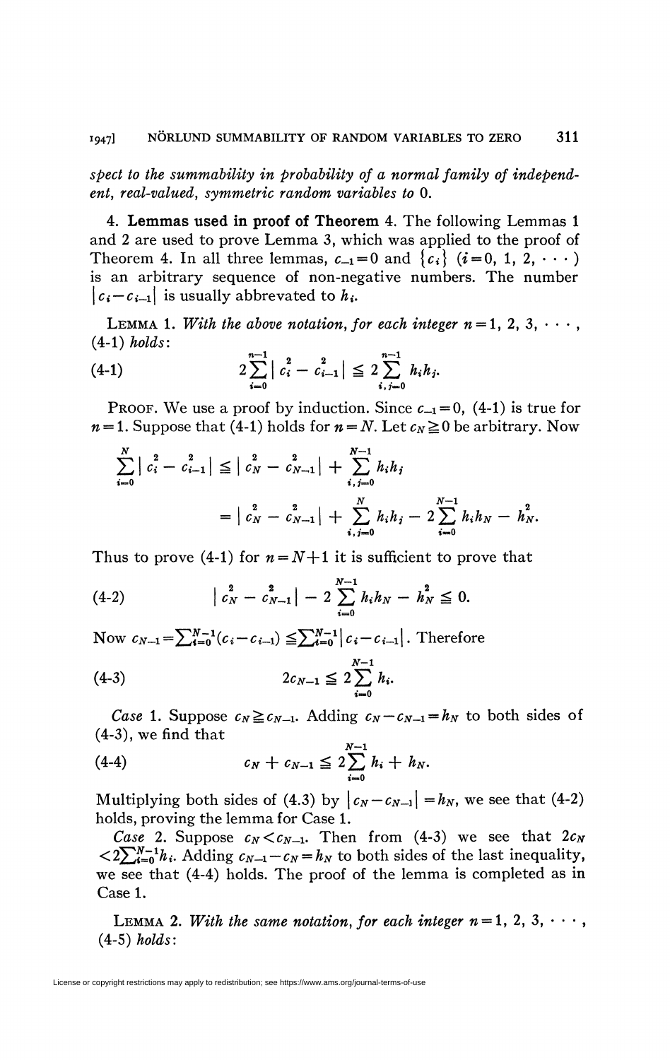*spect to the summability in probability of a normal family of independent, real-valued, symmetric random variables to* 0.

## 4. Lemmas used in proof of Theorem 4.

The following Lemmas 1 and 2 are used to prove Lemma 3, which was applied to the proof of Theorem 4. In all three lemmas, $c_{-1}=0$ and $\{c_i\}$ $(i=0, 1, 2, \cdots)$ is an arbitrary sequence of non-negative numbers. The number $|c_i - c_{i-1}|$ is usually abbreviated to $h_i$.

LEMMA 1. *With the above notation, for each integer* $n=1, 2, 3, \cdots$, (4-1) *holds*:

$$2\sum_{i=0}^{n-1} |c_i^2 - c_{i-1}^2| \leqq 2 \sum_{i,j=0}^{n-1} h_i h_j. \tag{4-1}$$

PROOF. We use a proof by induction. Since $c_{-1}=0$, (4-1) is true for $n=1$. Suppose that (4-1) holds for $n=N$. Let $c_N \geqq 0$ be arbitrary. Now

$$\begin{aligned}\sum_{i=0}^{N} |c_i^2 - c_{i-1}^2| &\leqq |c_N^2 - c_{N-1}^2| + \sum_{i,j=0}^{N-1} h_i h_j \\ &= |c_N^2 - c_{N-1}^2| + \sum_{i,j=0}^{N} h_i h_j - 2\sum_{i=0}^{N-1} h_i h_N - h_N^2.\end{aligned}$$

Thus to prove (4-1) for $n=N+1$ it is sufficient to prove that

$$|c_N^2 - c_{N-1}^2| - 2\sum_{i=0}^{N-1} h_i h_N - h_N^2 \leqq 0. \tag{4-2}$$

Now $c_{N-1} = \sum_{i=0}^{N-1}(c_i - c_{i-1}) \leqq \sum_{i=0}^{N-1} |c_i - c_{i-1}|$. Therefore

$$2c_{N-1} \leqq 2\sum_{i=0}^{N-1} h_i. \tag{4-3}$$

*Case* 1. Suppose $c_N \geqq c_{N-1}$. Adding $c_N - c_{N-1} = h_N$ to both sides of (4-3), we find that

$$c_N + c_{N-1} \leqq 2\sum_{i=0}^{N-1} h_i + h_N. \tag{4-4}$$

Multiplying both sides of (4.3) by $|c_N - c_{N-1}| = h_N$, we see that (4-2) holds, proving the lemma for Case 1.

*Case* 2. Suppose $c_N < c_{N-1}$. Then from (4-3) we see that $2c_N < 2\sum_{i=0}^{N-1} h_i$. Adding $c_{N-1} - c_N = h_N$ to both sides of the last inequality, we see that (4-4) holds. The proof of the lemma is completed as in Case 1.

LEMMA 2. *With the same notation, for each integer* $n=1, 2, 3, \cdots$, (4-5) *holds*: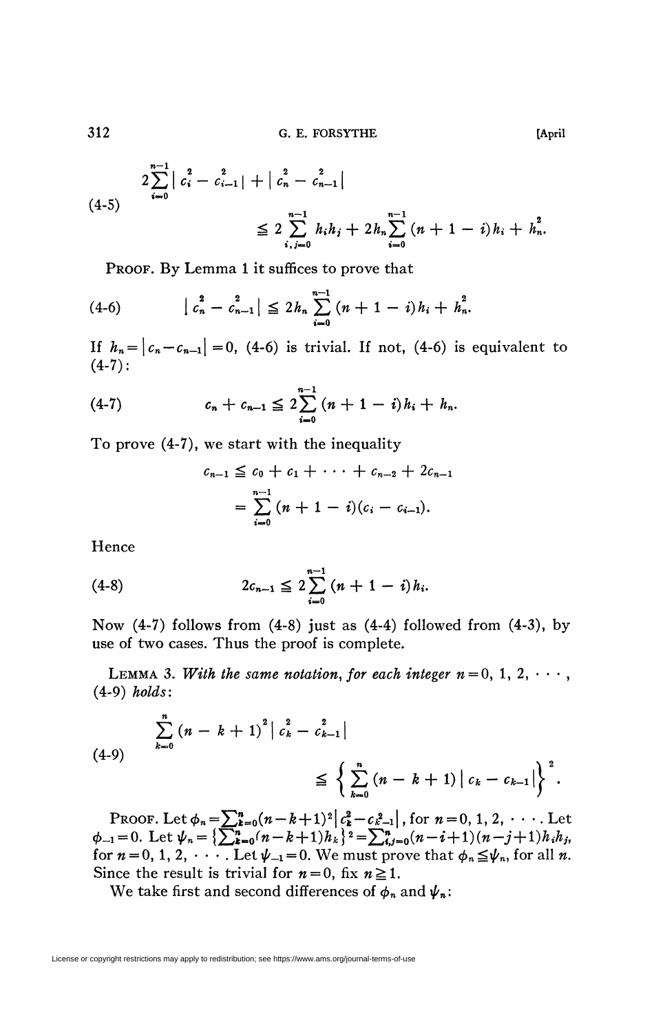$$
\text{(4-5)} \qquad \begin{aligned} &2\sum_{i=0}^{n-1} |c_i^2 - c_{i-1}^2| + |c_n^2 - c_{n-1}^2| \\ &\qquad \leq 2\sum_{i,j=0}^{n-1} h_i h_j + 2h_n \sum_{i=0}^{n-1} (n+1-i)h_i + h_n^2. \end{aligned}
$$

PROOF. By Lemma 1 it suffices to prove that

$$
\text{(4-6)} \qquad |c_n^2 - c_{n-1}^2| \leq 2h_n \sum_{i=0}^{n-1} (n+1-i)h_i + h_n^2.
$$

If $h_n = |c_n - c_{n-1}| = 0$, (4-6) is trivial. If not, (4-6) is equivalent to (4-7):

$$
\text{(4-7)} \qquad c_n + c_{n-1} \leq 2\sum_{i=0}^{n-1} (n+1-i)h_i + h_n.
$$

To prove (4-7), we start with the inequality

$$
\begin{aligned} c_{n-1} &\leq c_0 + c_1 + \cdots + c_{n-2} + 2c_{n-1} \\ &= \sum_{i=0}^{n-1} (n+1-i)(c_i - c_{i-1}). \end{aligned}
$$

Hence

$$
\text{(4-8)} \qquad 2c_{n-1} \leq 2\sum_{i=0}^{n-1} (n+1-i)h_i.
$$

Now (4-7) follows from (4-8) just as (4-4) followed from (4-3), by use of two cases. Thus the proof is complete.

LEMMA 3. *With the same notation, for each integer* $n = 0, 1, 2, \cdots$, (4-9) *holds*:

$$
\text{(4-9)} \qquad \begin{aligned} &\sum_{k=0}^{n} (n-k+1)^2 |c_k^2 - c_{k-1}^2| \\ &\qquad \leq \left\{ \sum_{k=0}^{n} (n-k+1) |c_k - c_{k-1}| \right\}^2. \end{aligned}
$$

PROOF. Let $\phi_n = \sum_{k=0}^{n} (n-k+1)^2 |c_k^2 - c_{k-1}^2|$, for $n = 0, 1, 2, \cdots$. Let $\phi_{-1} = 0$. Let $\psi_n = \{\sum_{k=0}^{n} (n-k+1)h_k\}^2 = \sum_{i,j=0}^{n} (n-i+1)(n-j+1)h_i h_j$, for $n = 0, 1, 2, \cdots$. Let $\psi_{-1} = 0$. We must prove that $\phi_n \leq \psi_n$, for all $n$. Since the result is trivial for $n = 0$, fix $n \geq 1$.

We take first and second differences of $\phi_n$ and $\psi_n$: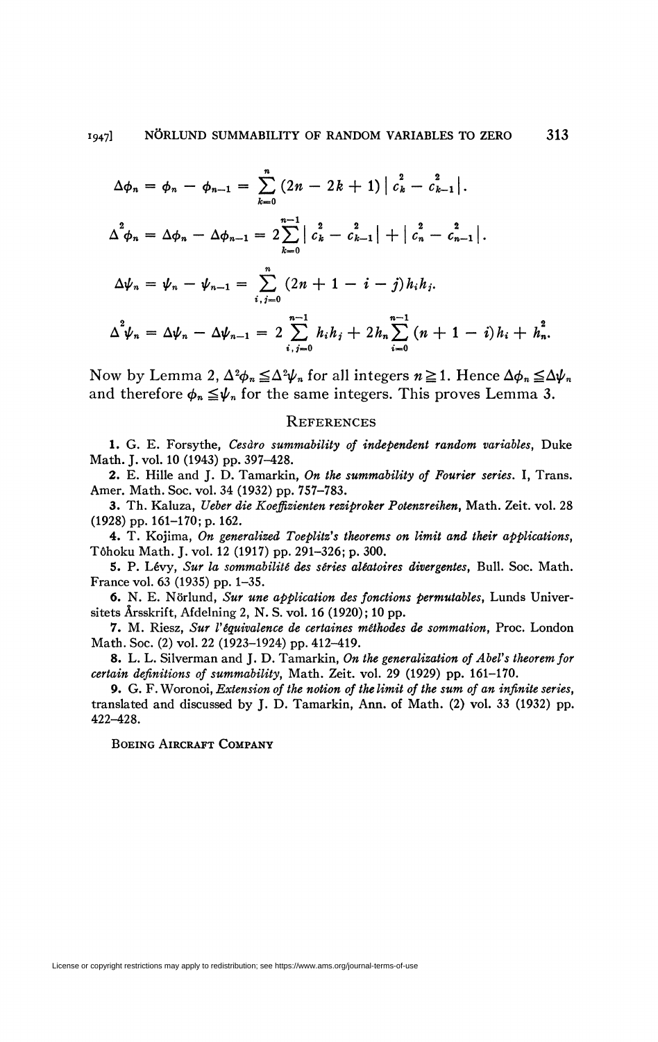$$\Delta\phi_n = \phi_n - \phi_{n-1} = \sum_{k=0}^{n} (2n - 2k + 1) \left| c_k^2 - c_{k-1}^2 \right|.$$

$$\Delta^2\phi_n = \Delta\phi_n - \Delta\phi_{n-1} = 2\sum_{k=0}^{n-1} \left| c_k^2 - c_{k-1}^2 \right| + \left| c_n^2 - c_{n-1}^2 \right|.$$

$$\Delta\psi_n = \psi_n - \psi_{n-1} = \sum_{i,j=0}^{n} (2n + 1 - i - j) h_i h_j.$$

$$\Delta^2\psi_n = \Delta\psi_n - \Delta\psi_{n-1} = 2\sum_{i,j=0}^{n-1} h_i h_j + 2h_n \sum_{i=0}^{n-1} (n + 1 - i) h_i + h_n^2.$$

Now by Lemma 2, $\Delta^2\phi_n \leqq \Delta^2\psi_n$ for all integers $n \geqq 1$. Hence $\Delta\phi_n \leqq \Delta\psi_n$ and therefore $\phi_n \leqq \psi_n$ for the same integers. This proves Lemma 3.

## References

1. G. E. Forsythe, *Cesàro summability of independent random variables*, Duke Math. J. vol. 10 (1943) pp. 397–428.

2. E. Hille and J. D. Tamarkin, *On the summability of Fourier series*. I, Trans. Amer. Math. Soc. vol. 34 (1932) pp. 757–783.

3. Th. Kaluza, *Ueber die Koeffizienten reziproker Potenzreihen*, Math. Zeit. vol. 28 (1928) pp. 161–170; p. 162.

4. T. Kojima, *On generalized Toeplitz's theorems on limit and their applications*, Tôhoku Math. J. vol. 12 (1917) pp. 291–326; p. 300.

5. P. Lévy, *Sur la sommabilité des séries aléatoires divergentes*, Bull. Soc. Math. France vol. 63 (1935) pp. 1–35.

6. N. E. Nörlund, *Sur une application des fonctions permutables*, Lunds Universitets Årsskrift, Afdelning 2, N. S. vol. 16 (1920); 10 pp.

7. M. Riesz, *Sur l'équivalence de certaines méthodes de sommation*, Proc. London Math. Soc. (2) vol. 22 (1923–1924) pp. 412–419.

8. L. L. Silverman and J. D. Tamarkin, *On the generalization of Abel's theorem for certain definitions of summability*, Math. Zeit. vol. 29 (1929) pp. 161–170.

9. G. F. Woronoi, *Extension of the notion of the limit of the sum of an infinite series*, translated and discussed by J. D. Tamarkin, Ann. of Math. (2) vol. 33 (1932) pp. 422–428.

Boeing Aircraft Company